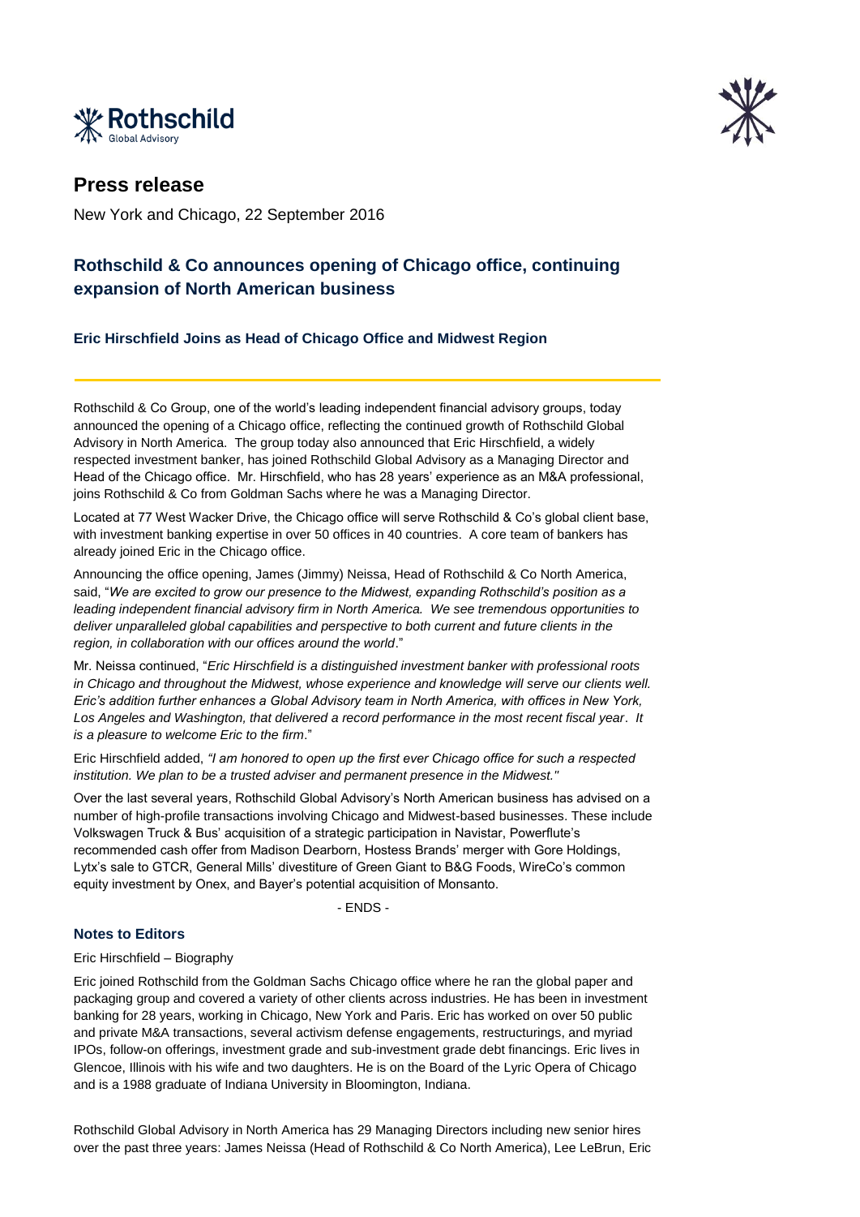# Press release

New York and Chicago, 22 September 2016

## Rothschild & Co announces opening of Chicago office, continuing expansion of North American business

### Eric Hirschfield Joins as Head of Chicago Office and Midwest Region

---

Rothschild & Co Group, one of the world's leading independent financial advisory groups, today announced the opening of a Chicago office, reflecting the continued growth of Rothschild Global Advisory in North America. The group today also announced that Eric Hirschfield, a widely respected investment banker, has joined Rothschild Global Advisory as a Managing Director and Head of the Chicago office. Mr. Hirschfield, who has 28 years' experience as an M&A professional, joins Rothschild & Co from Goldman Sachs where he was a Managing Director.

Located at 77 West Wacker Drive, the Chicago office will serve Rothschild & Co's global client base, with investment banking expertise in over 50 offices in 40 countries. A core team of bankers has already joined Eric in the Chicago office.

Announcing the office opening, James (Jimmy) Neissa, Head of Rothschild & Co North America, said, "*We are excited to grow our presence to the Midwest, expanding Rothschild's position as a leading independent financial advisory firm in North America. We see tremendous opportunities to deliver unparalleled global capabilities and perspective to both current and future clients in the region, in collaboration with our offices around the world*."

Mr. Neissa continued, "*Eric Hirschfield is a distinguished investment banker with professional roots in Chicago and throughout the Midwest, whose experience and knowledge will serve our clients well. Eric's addition further enhances a Global Advisory team in North America, with offices in New York, Los Angeles and Washington, that delivered a record performance in the most recent fiscal year. It is a pleasure to welcome Eric to the firm*."

Eric Hirschfield added, *"I am honored to open up the first ever Chicago office for such a respected institution. We plan to be a trusted adviser and permanent presence in the Midwest."*

Over the last several years, Rothschild Global Advisory's North American business has advised on a number of high-profile transactions involving Chicago and Midwest-based businesses. These include Volkswagen Truck & Bus' acquisition of a strategic participation in Navistar, Powerflute's recommended cash offer from Madison Dearborn, Hostess Brands' merger with Gore Holdings, Lytx's sale to GTCR, General Mills' divestiture of Green Giant to B&G Foods, WireCo's common equity investment by Onex, and Bayer's potential acquisition of Monsanto.

- ENDS -

### Notes to Editors

Eric Hirschfield – Biography

Eric joined Rothschild from the Goldman Sachs Chicago office where he ran the global paper and packaging group and covered a variety of other clients across industries. He has been in investment banking for 28 years, working in Chicago, New York and Paris. Eric has worked on over 50 public and private M&A transactions, several activism defense engagements, restructurings, and myriad IPOs, follow-on offerings, investment grade and sub-investment grade debt financings. Eric lives in Glencoe, Illinois with his wife and two daughters. He is on the Board of the Lyric Opera of Chicago and is a 1988 graduate of Indiana University in Bloomington, Indiana.

Rothschild Global Advisory in North America has 29 Managing Directors including new senior hires over the past three years: James Neissa (Head of Rothschild & Co North America), Lee LeBrun, Eric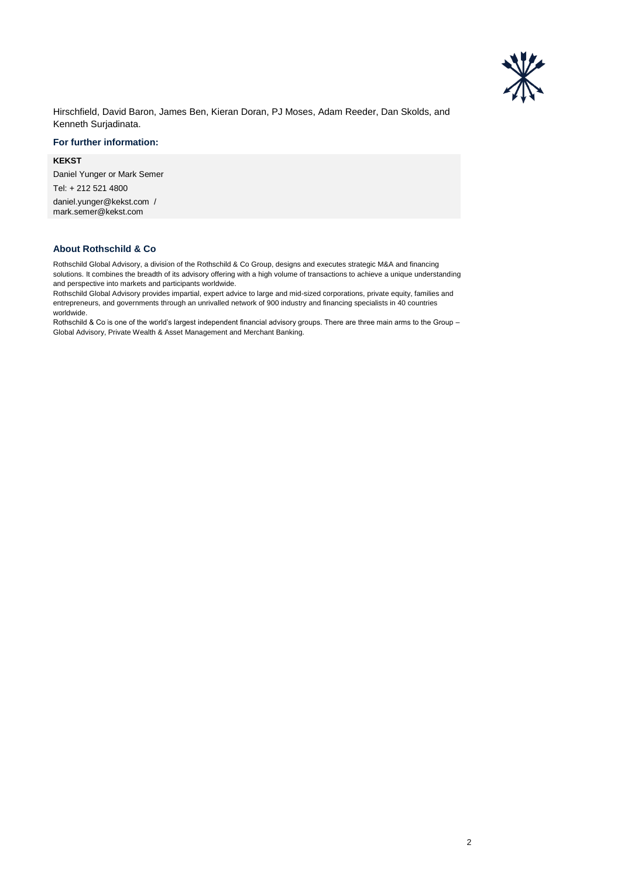Hirschfield, David Baron, James Ben, Kieran Doran, PJ Moses, Adam Reeder, Dan Skolds, and Kenneth Surjadinata.

**For further information:**

**KEKST**

Daniel Yunger or Mark Semer

Tel: + 212 521 4800

daniel.yunger@kekst.com / mark.semer@kekst.com

## About Rothschild & Co

Rothschild Global Advisory, a division of the Rothschild & Co Group, designs and executes strategic M&A and financing solutions. It combines the breadth of its advisory offering with a high volume of transactions to achieve a unique understanding and perspective into markets and participants worldwide.

Rothschild Global Advisory provides impartial, expert advice to large and mid-sized corporations, private equity, families and entrepreneurs, and governments through an unrivalled network of 900 industry and financing specialists in 40 countries worldwide.

Rothschild & Co is one of the world's largest independent financial advisory groups. There are three main arms to the Group – Global Advisory, Private Wealth & Asset Management and Merchant Banking.